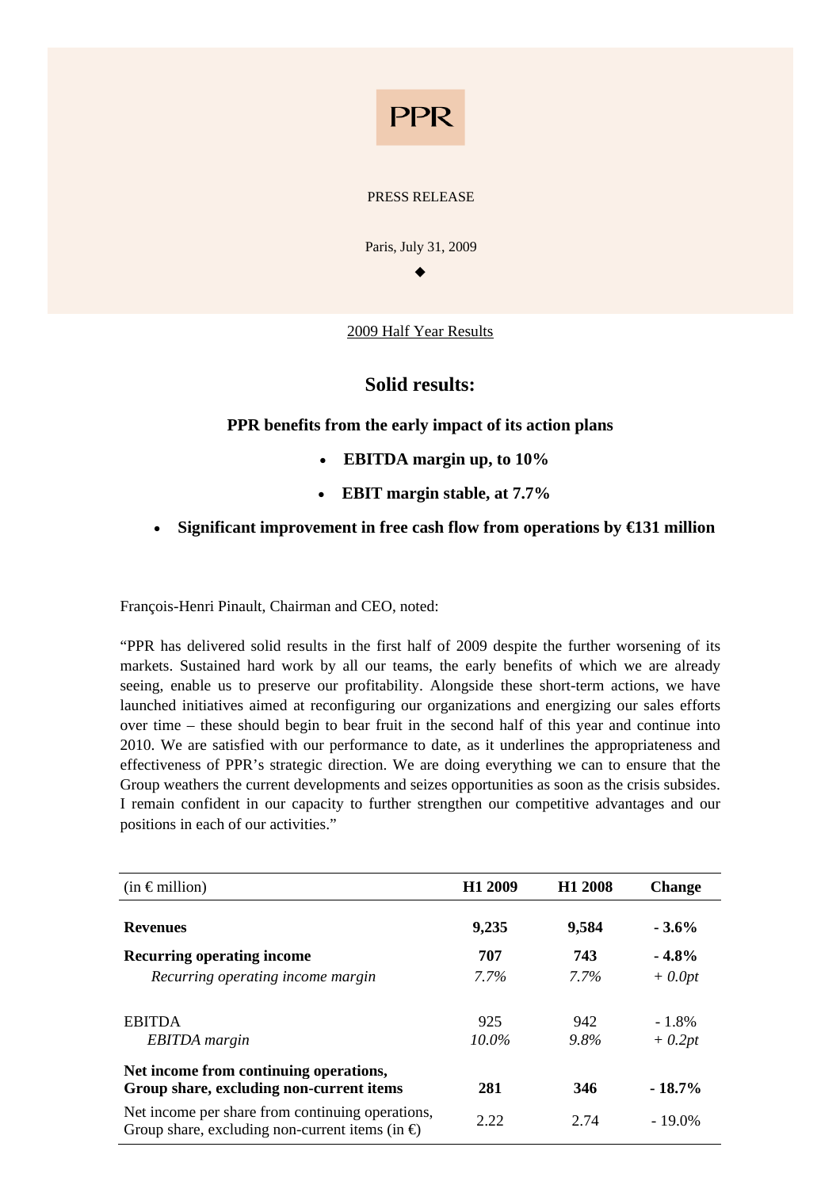PPR

PRESS RELEASE

Paris, July 31, 2009

◆

2009 Half Year Results

# Solid results:

### PPR benefits from the early impact of its action plans

- **EBITDA margin up, to 10%**
- **EBIT margin stable, at 7.7%**
- **Significant improvement in free cash flow from operations by €131 million**

François-Henri Pinault, Chairman and CEO, noted:

"PPR has delivered solid results in the first half of 2009 despite the further worsening of its markets. Sustained hard work by all our teams, the early benefits of which we are already seeing, enable us to preserve our profitability. Alongside these short-term actions, we have launched initiatives aimed at reconfiguring our organizations and energizing our sales efforts over time – these should begin to bear fruit in the second half of this year and continue into 2010. We are satisfied with our performance to date, as it underlines the appropriateness and effectiveness of PPR's strategic direction. We are doing everything we can to ensure that the Group weathers the current developments and seizes opportunities as soon as the crisis subsides. I remain confident in our capacity to further strengthen our competitive advantages and our positions in each of our activities."

| (in € million) | H1 2009 | H1 2008 | Change |
|---|---|---|---|
| **Revenues** | **9,235** | **9,584** | **- 3.6%** |
| **Recurring operating income** | **707** | **743** | **- 4.8%** |
| *Recurring operating income margin* | *7.7%* | *7.7%* | *+ 0.0pt* |
| EBITDA | 925 | 942 | - 1.8% |
| *EBITDA margin* | *10.0%* | *9.8%* | *+ 0.2pt* |
| **Net income from continuing operations, Group share, excluding non-current items** | **281** | **346** | **- 18.7%** |
| Net income per share from continuing operations, Group share, excluding non-current items (in €) | 2.22 | 2.74 | - 19.0% |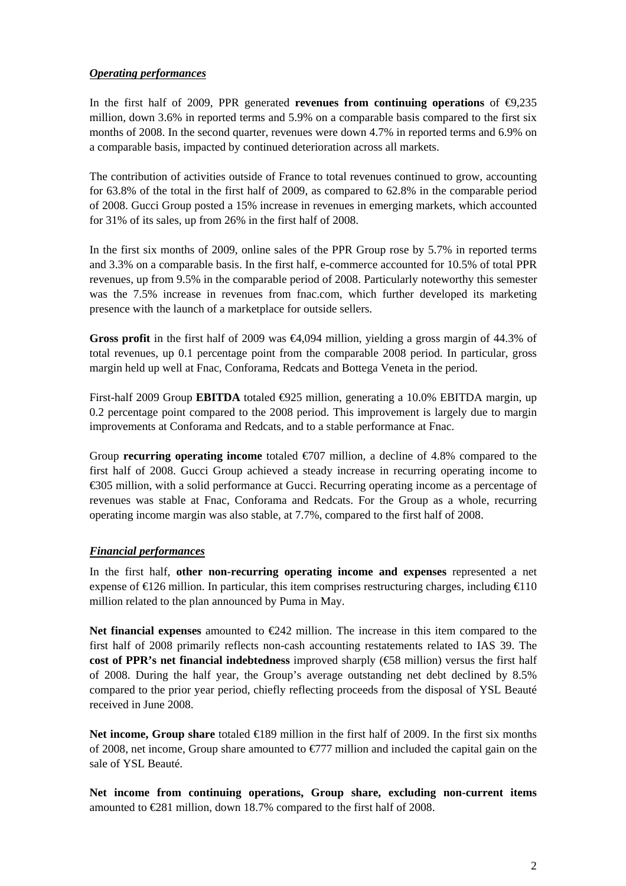***Operating performances***

In the first half of 2009, PPR generated **revenues from continuing operations** of €9,235 million, down 3.6% in reported terms and 5.9% on a comparable basis compared to the first six months of 2008. In the second quarter, revenues were down 4.7% in reported terms and 6.9% on a comparable basis, impacted by continued deterioration across all markets.

The contribution of activities outside of France to total revenues continued to grow, accounting for 63.8% of the total in the first half of 2009, as compared to 62.8% in the comparable period of 2008. Gucci Group posted a 15% increase in revenues in emerging markets, which accounted for 31% of its sales, up from 26% in the first half of 2008.

In the first six months of 2009, online sales of the PPR Group rose by 5.7% in reported terms and 3.3% on a comparable basis. In the first half, e-commerce accounted for 10.5% of total PPR revenues, up from 9.5% in the comparable period of 2008. Particularly noteworthy this semester was the 7.5% increase in revenues from fnac.com, which further developed its marketing presence with the launch of a marketplace for outside sellers.

**Gross profit** in the first half of 2009 was €4,094 million, yielding a gross margin of 44.3% of total revenues, up 0.1 percentage point from the comparable 2008 period. In particular, gross margin held up well at Fnac, Conforama, Redcats and Bottega Veneta in the period.

First-half 2009 Group **EBITDA** totaled €925 million, generating a 10.0% EBITDA margin, up 0.2 percentage point compared to the 2008 period. This improvement is largely due to margin improvements at Conforama and Redcats, and to a stable performance at Fnac.

Group **recurring operating income** totaled €707 million, a decline of 4.8% compared to the first half of 2008. Gucci Group achieved a steady increase in recurring operating income to €305 million, with a solid performance at Gucci. Recurring operating income as a percentage of revenues was stable at Fnac, Conforama and Redcats. For the Group as a whole, recurring operating income margin was also stable, at 7.7%, compared to the first half of 2008.

***Financial performances***

In the first half, **other non-recurring operating income and expenses** represented a net expense of €126 million. In particular, this item comprises restructuring charges, including €110 million related to the plan announced by Puma in May.

**Net financial expenses** amounted to €242 million. The increase in this item compared to the first half of 2008 primarily reflects non-cash accounting restatements related to IAS 39. The **cost of PPR's net financial indebtedness** improved sharply (€58 million) versus the first half of 2008. During the half year, the Group's average outstanding net debt declined by 8.5% compared to the prior year period, chiefly reflecting proceeds from the disposal of YSL Beauté received in June 2008.

**Net income, Group share** totaled €189 million in the first half of 2009. In the first six months of 2008, net income, Group share amounted to €777 million and included the capital gain on the sale of YSL Beauté.

**Net income from continuing operations, Group share, excluding non-current items** amounted to €281 million, down 18.7% compared to the first half of 2008.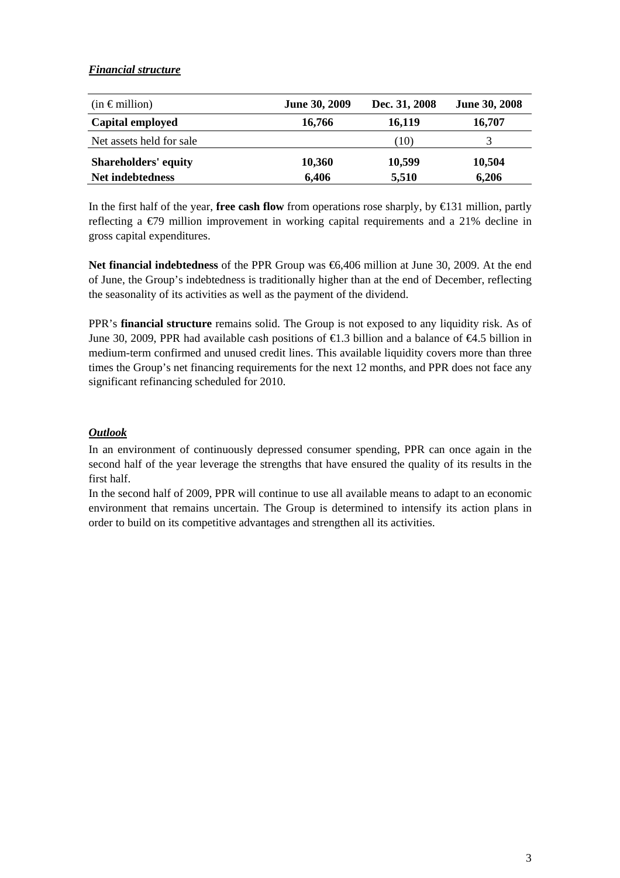***Financial structure***

| (in € million) | June 30, 2009 | Dec. 31, 2008 | June 30, 2008 |
|---|---|---|---|
| **Capital employed** | **16,766** | **16,119** | **16,707** |
| Net assets held for sale | | (10) | 3 |
| **Shareholders' equity** | **10,360** | **10,599** | **10,504** |
| **Net indebtedness** | **6,406** | **5,510** | **6,206** |

In the first half of the year, **free cash flow** from operations rose sharply, by €131 million, partly reflecting a €79 million improvement in working capital requirements and a 21% decline in gross capital expenditures.

**Net financial indebtedness** of the PPR Group was €6,406 million at June 30, 2009. At the end of June, the Group's indebtedness is traditionally higher than at the end of December, reflecting the seasonality of its activities as well as the payment of the dividend.

PPR's **financial structure** remains solid. The Group is not exposed to any liquidity risk. As of June 30, 2009, PPR had available cash positions of €1.3 billion and a balance of €4.5 billion in medium-term confirmed and unused credit lines. This available liquidity covers more than three times the Group's net financing requirements for the next 12 months, and PPR does not face any significant refinancing scheduled for 2010.

***Outlook***

In an environment of continuously depressed consumer spending, PPR can once again in the second half of the year leverage the strengths that have ensured the quality of its results in the first half.

In the second half of 2009, PPR will continue to use all available means to adapt to an economic environment that remains uncertain. The Group is determined to intensify its action plans in order to build on its competitive advantages and strengthen all its activities.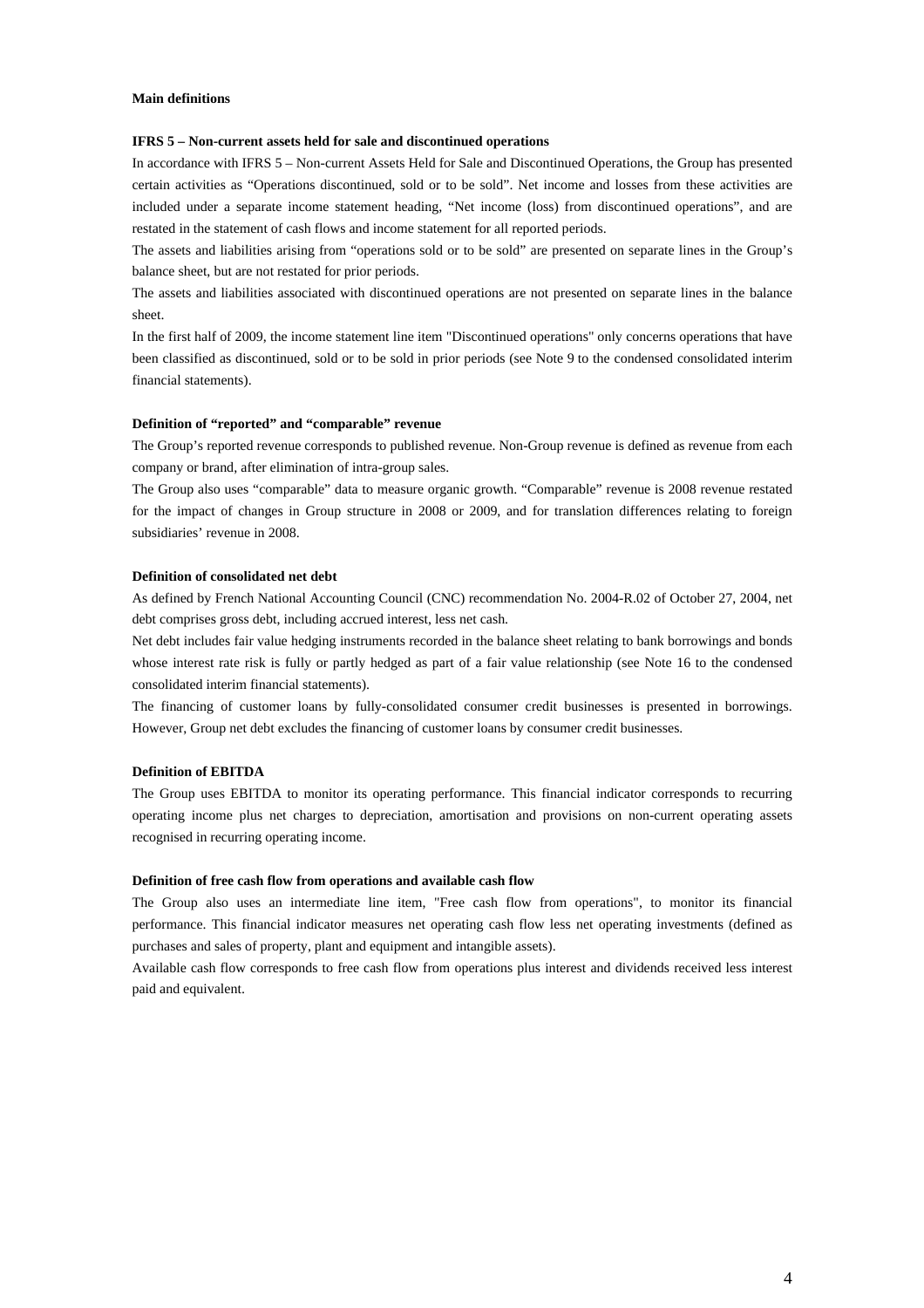**Main definitions**

**IFRS 5 – Non-current assets held for sale and discontinued operations**

In accordance with IFRS 5 – Non-current Assets Held for Sale and Discontinued Operations, the Group has presented certain activities as "Operations discontinued, sold or to be sold". Net income and losses from these activities are included under a separate income statement heading, "Net income (loss) from discontinued operations", and are restated in the statement of cash flows and income statement for all reported periods.

The assets and liabilities arising from "operations sold or to be sold" are presented on separate lines in the Group's balance sheet, but are not restated for prior periods.

The assets and liabilities associated with discontinued operations are not presented on separate lines in the balance sheet.

In the first half of 2009, the income statement line item "Discontinued operations" only concerns operations that have been classified as discontinued, sold or to be sold in prior periods (see Note 9 to the condensed consolidated interim financial statements).

**Definition of "reported" and "comparable" revenue**

The Group's reported revenue corresponds to published revenue. Non-Group revenue is defined as revenue from each company or brand, after elimination of intra-group sales.

The Group also uses "comparable" data to measure organic growth. "Comparable" revenue is 2008 revenue restated for the impact of changes in Group structure in 2008 or 2009, and for translation differences relating to foreign subsidiaries' revenue in 2008.

**Definition of consolidated net debt**

As defined by French National Accounting Council (CNC) recommendation No. 2004-R.02 of October 27, 2004, net debt comprises gross debt, including accrued interest, less net cash.

Net debt includes fair value hedging instruments recorded in the balance sheet relating to bank borrowings and bonds whose interest rate risk is fully or partly hedged as part of a fair value relationship (see Note 16 to the condensed consolidated interim financial statements).

The financing of customer loans by fully-consolidated consumer credit businesses is presented in borrowings. However, Group net debt excludes the financing of customer loans by consumer credit businesses.

**Definition of EBITDA**

The Group uses EBITDA to monitor its operating performance. This financial indicator corresponds to recurring operating income plus net charges to depreciation, amortisation and provisions on non-current operating assets recognised in recurring operating income.

**Definition of free cash flow from operations and available cash flow**

The Group also uses an intermediate line item, "Free cash flow from operations", to monitor its financial performance. This financial indicator measures net operating cash flow less net operating investments (defined as purchases and sales of property, plant and equipment and intangible assets).

Available cash flow corresponds to free cash flow from operations plus interest and dividends received less interest paid and equivalent.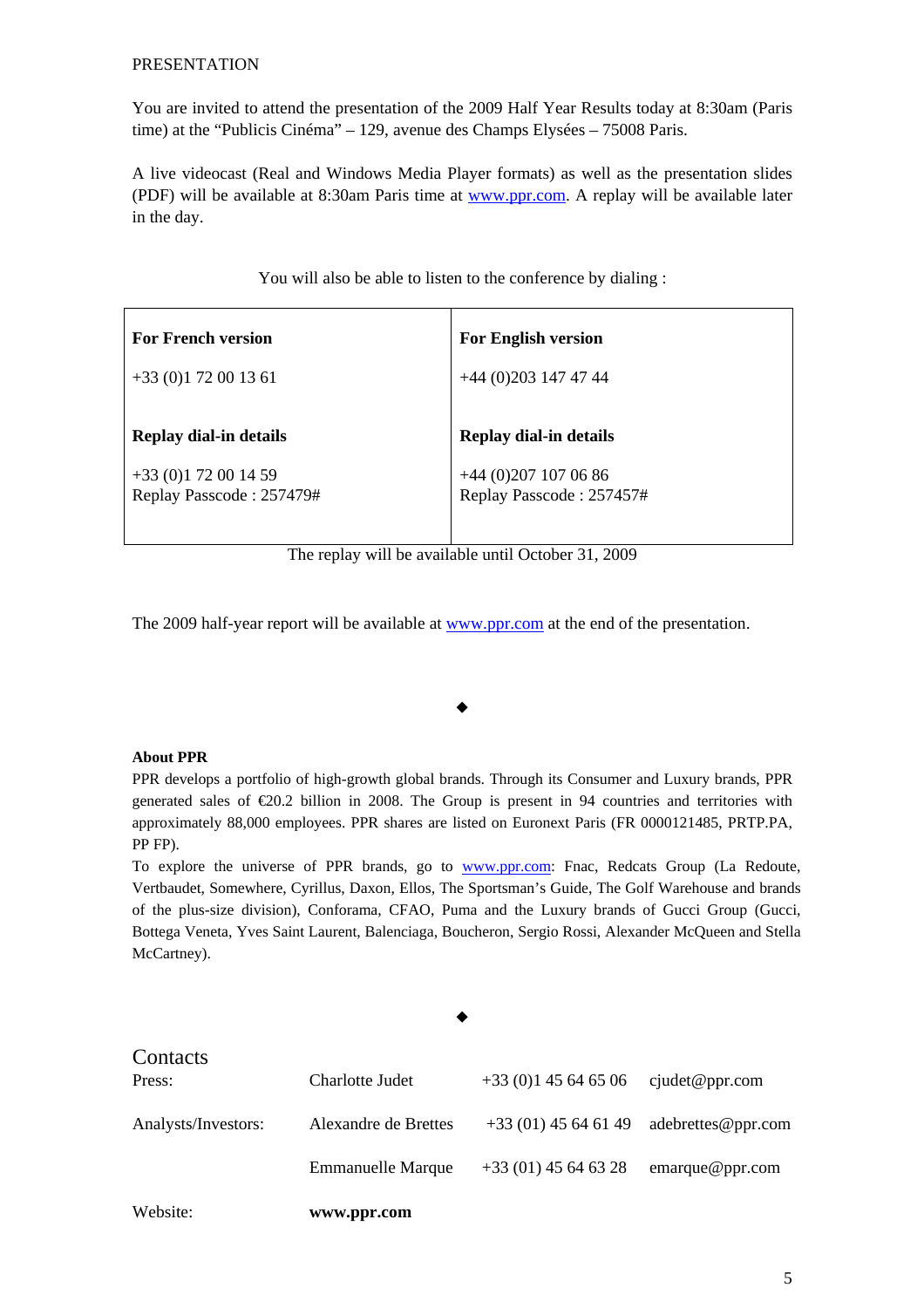PRESENTATION

You are invited to attend the presentation of the 2009 Half Year Results today at 8:30am (Paris time) at the "Publicis Cinéma" – 129, avenue des Champs Elysées – 75008 Paris.

A live videocast (Real and Windows Media Player formats) as well as the presentation slides (PDF) will be available at 8:30am Paris time at www.ppr.com. A replay will be available later in the day.

You will also be able to listen to the conference by dialing :

| **For French version** | **For English version** |
|---|---|
| +33 (0)1 72 00 13 61 | +44 (0)203 147 47 44 |
| **Replay dial-in details** | **Replay dial-in details** |
| +33 (0)1 72 00 14 59<br>Replay Passcode : 257479# | +44 (0)207 107 06 86<br>Replay Passcode : 257457# |

The replay will be available until October 31, 2009

The 2009 half-year report will be available at www.ppr.com at the end of the presentation.

◆

**About PPR**

PPR develops a portfolio of high-growth global brands. Through its Consumer and Luxury brands, PPR generated sales of €20.2 billion in 2008. The Group is present in 94 countries and territories with approximately 88,000 employees. PPR shares are listed on Euronext Paris (FR 0000121485, PRTP.PA, PP FP).

To explore the universe of PPR brands, go to www.ppr.com: Fnac, Redcats Group (La Redoute, Vertbaudet, Somewhere, Cyrillus, Daxon, Ellos, The Sportsman's Guide, The Golf Warehouse and brands of the plus-size division), Conforama, CFAO, Puma and the Luxury brands of Gucci Group (Gucci, Bottega Veneta, Yves Saint Laurent, Balenciaga, Boucheron, Sergio Rossi, Alexander McQueen and Stella McCartney).

◆

## Contacts

| | | | |
|---|---|---|---|
| Press: | Charlotte Judet | +33 (0)1 45 64 65 06 | cjudet@ppr.com |
| Analysts/Investors: | Alexandre de Brettes | +33 (01) 45 64 61 49 | adebrettes@ppr.com |
| | Emmanuelle Marque | +33 (01) 45 64 63 28 | emarque@ppr.com |
| Website: | **www.ppr.com** | | |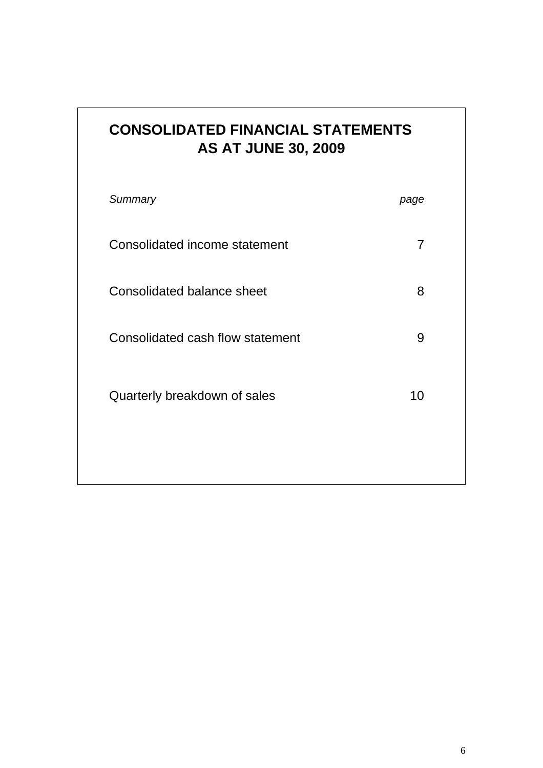# CONSOLIDATED FINANCIAL STATEMENTS AS AT JUNE 30, 2009

| *Summary* | *page* |
|---|---|
| Consolidated income statement | 7 |
| Consolidated balance sheet | 8 |
| Consolidated cash flow statement | 9 |
| Quarterly breakdown of sales | 10 |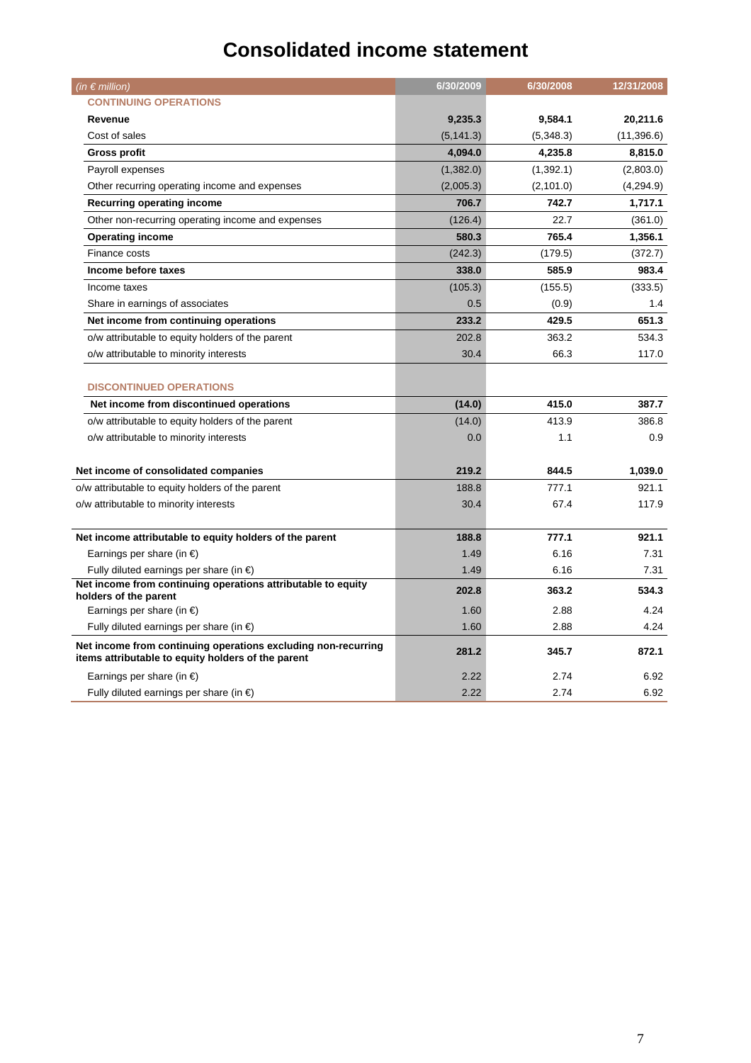# Consolidated income statement

| *(in € million)* | 6/30/2009 | 6/30/2008 | 12/31/2008 |
|---|---|---|---|
| **CONTINUING OPERATIONS** | | | |
| **Revenue** | **9,235.3** | **9,584.1** | **20,211.6** |
| Cost of sales | (5,141.3) | (5,348.3) | (11,396.6) |
| **Gross profit** | **4,094.0** | **4,235.8** | **8,815.0** |
| Payroll expenses | (1,382.0) | (1,392.1) | (2,803.0) |
| Other recurring operating income and expenses | (2,005.3) | (2,101.0) | (4,294.9) |
| **Recurring operating income** | **706.7** | **742.7** | **1,717.1** |
| Other non-recurring operating income and expenses | (126.4) | 22.7 | (361.0) |
| **Operating income** | **580.3** | **765.4** | **1,356.1** |
| Finance costs | (242.3) | (179.5) | (372.7) |
| **Income before taxes** | **338.0** | **585.9** | **983.4** |
| Income taxes | (105.3) | (155.5) | (333.5) |
| Share in earnings of associates | 0.5 | (0.9) | 1.4 |
| **Net income from continuing operations** | **233.2** | **429.5** | **651.3** |
| o/w attributable to equity holders of the parent | 202.8 | 363.2 | 534.3 |
| o/w attributable to minority interests | 30.4 | 66.3 | 117.0 |
| **DISCONTINUED OPERATIONS** | | | |
| **Net income from discontinued operations** | **(14.0)** | **415.0** | **387.7** |
| o/w attributable to equity holders of the parent | (14.0) | 413.9 | 386.8 |
| o/w attributable to minority interests | 0.0 | 1.1 | 0.9 |
| **Net income of consolidated companies** | **219.2** | **844.5** | **1,039.0** |
| o/w attributable to equity holders of the parent | 188.8 | 777.1 | 921.1 |
| o/w attributable to minority interests | 30.4 | 67.4 | 117.9 |
| **Net income attributable to equity holders of the parent** | **188.8** | **777.1** | **921.1** |
| Earnings per share (in €) | 1.49 | 6.16 | 7.31 |
| Fully diluted earnings per share (in €) | 1.49 | 6.16 | 7.31 |
| **Net income from continuing operations attributable to equity holders of the parent** | **202.8** | **363.2** | **534.3** |
| Earnings per share (in €) | 1.60 | 2.88 | 4.24 |
| Fully diluted earnings per share (in €) | 1.60 | 2.88 | 4.24 |
| **Net income from continuing operations excluding non-recurring items attributable to equity holders of the parent** | **281.2** | **345.7** | **872.1** |
| Earnings per share (in €) | 2.22 | 2.74 | 6.92 |
| Fully diluted earnings per share (in €) | 2.22 | 2.74 | 6.92 |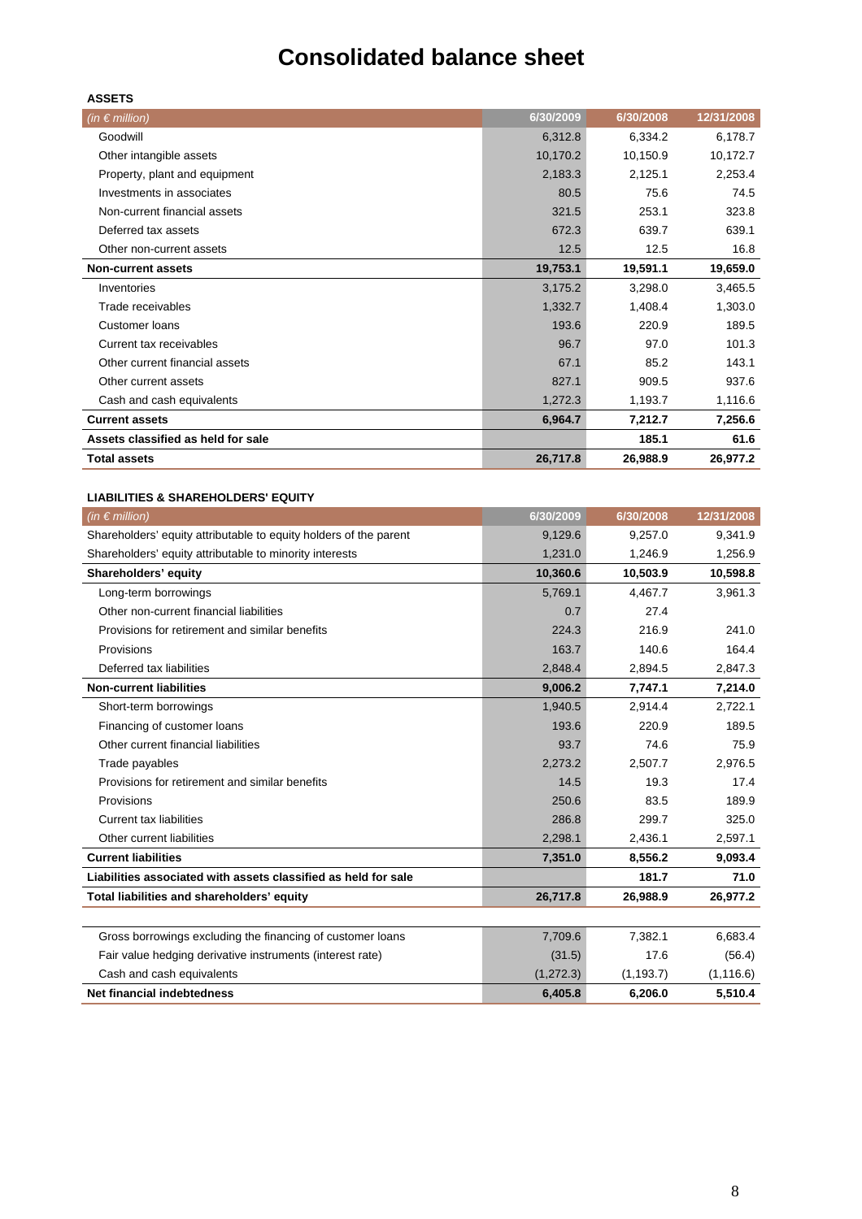# Consolidated balance sheet

**ASSETS**

| *(in € million)* | 6/30/2009 | 6/30/2008 | 12/31/2008 |
|---|---|---|---|
| Goodwill | 6,312.8 | 6,334.2 | 6,178.7 |
| Other intangible assets | 10,170.2 | 10,150.9 | 10,172.7 |
| Property, plant and equipment | 2,183.3 | 2,125.1 | 2,253.4 |
| Investments in associates | 80.5 | 75.6 | 74.5 |
| Non-current financial assets | 321.5 | 253.1 | 323.8 |
| Deferred tax assets | 672.3 | 639.7 | 639.1 |
| Other non-current assets | 12.5 | 12.5 | 16.8 |
| **Non-current assets** | **19,753.1** | **19,591.1** | **19,659.0** |
| Inventories | 3,175.2 | 3,298.0 | 3,465.5 |
| Trade receivables | 1,332.7 | 1,408.4 | 1,303.0 |
| Customer loans | 193.6 | 220.9 | 189.5 |
| Current tax receivables | 96.7 | 97.0 | 101.3 |
| Other current financial assets | 67.1 | 85.2 | 143.1 |
| Other current assets | 827.1 | 909.5 | 937.6 |
| Cash and cash equivalents | 1,272.3 | 1,193.7 | 1,116.6 |
| **Current assets** | **6,964.7** | **7,212.7** | **7,256.6** |
| **Assets classified as held for sale** | | **185.1** | **61.6** |
| **Total assets** | **26,717.8** | **26,988.9** | **26,977.2** |

**LIABILITIES & SHAREHOLDERS' EQUITY**

| *(in € million)* | 6/30/2009 | 6/30/2008 | 12/31/2008 |
|---|---|---|---|
| Shareholders' equity attributable to equity holders of the parent | 9,129.6 | 9,257.0 | 9,341.9 |
| Shareholders' equity attributable to minority interests | 1,231.0 | 1,246.9 | 1,256.9 |
| **Shareholders' equity** | **10,360.6** | **10,503.9** | **10,598.8** |
| Long-term borrowings | 5,769.1 | 4,467.7 | 3,961.3 |
| Other non-current financial liabilities | 0.7 | 27.4 | |
| Provisions for retirement and similar benefits | 224.3 | 216.9 | 241.0 |
| Provisions | 163.7 | 140.6 | 164.4 |
| Deferred tax liabilities | 2,848.4 | 2,894.5 | 2,847.3 |
| **Non-current liabilities** | **9,006.2** | **7,747.1** | **7,214.0** |
| Short-term borrowings | 1,940.5 | 2,914.4 | 2,722.1 |
| Financing of customer loans | 193.6 | 220.9 | 189.5 |
| Other current financial liabilities | 93.7 | 74.6 | 75.9 |
| Trade payables | 2,273.2 | 2,507.7 | 2,976.5 |
| Provisions for retirement and similar benefits | 14.5 | 19.3 | 17.4 |
| Provisions | 250.6 | 83.5 | 189.9 |
| Current tax liabilities | 286.8 | 299.7 | 325.0 |
| Other current liabilities | 2,298.1 | 2,436.1 | 2,597.1 |
| **Current liabilities** | **7,351.0** | **8,556.2** | **9,093.4** |
| **Liabilities associated with assets classified as held for sale** | | **181.7** | **71.0** |
| **Total liabilities and shareholders' equity** | **26,717.8** | **26,988.9** | **26,977.2** |

| | 6/30/2009 | 6/30/2008 | 12/31/2008 |
|---|---|---|---|
| Gross borrowings excluding the financing of customer loans | 7,709.6 | 7,382.1 | 6,683.4 |
| Fair value hedging derivative instruments (interest rate) | (31.5) | 17.6 | (56.4) |
| Cash and cash equivalents | (1,272.3) | (1,193.7) | (1,116.6) |
| **Net financial indebtedness** | **6,405.8** | **6,206.0** | **5,510.4** |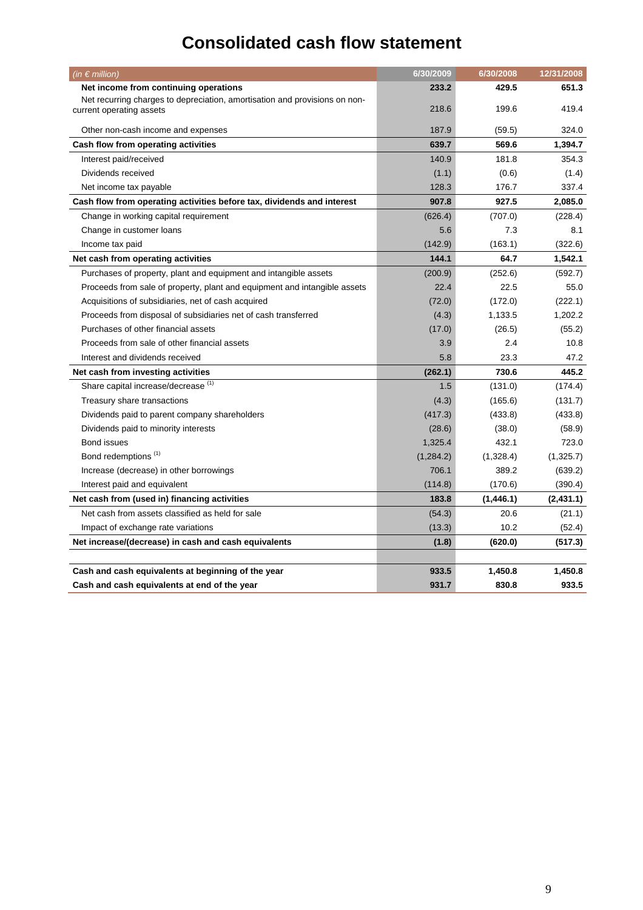# Consolidated cash flow statement

| *(in € million)* | 6/30/2009 | 6/30/2008 | 12/31/2008 |
|---|---|---|---|
| **Net income from continuing operations** | **233.2** | **429.5** | **651.3** |
| Net recurring charges to depreciation, amortisation and provisions on non-current operating assets | 218.6 | 199.6 | 419.4 |
| Other non-cash income and expenses | 187.9 | (59.5) | 324.0 |
| **Cash flow from operating activities** | **639.7** | **569.6** | **1,394.7** |
| Interest paid/received | 140.9 | 181.8 | 354.3 |
| Dividends received | (1.1) | (0.6) | (1.4) |
| Net income tax payable | 128.3 | 176.7 | 337.4 |
| **Cash flow from operating activities before tax, dividends and interest** | **907.8** | **927.5** | **2,085.0** |
| Change in working capital requirement | (626.4) | (707.0) | (228.4) |
| Change in customer loans | 5.6 | 7.3 | 8.1 |
| Income tax paid | (142.9) | (163.1) | (322.6) |
| **Net cash from operating activities** | **144.1** | **64.7** | **1,542.1** |
| Purchases of property, plant and equipment and intangible assets | (200.9) | (252.6) | (592.7) |
| Proceeds from sale of property, plant and equipment and intangible assets | 22.4 | 22.5 | 55.0 |
| Acquisitions of subsidiaries, net of cash acquired | (72.0) | (172.0) | (222.1) |
| Proceeds from disposal of subsidiaries net of cash transferred | (4.3) | 1,133.5 | 1,202.2 |
| Purchases of other financial assets | (17.0) | (26.5) | (55.2) |
| Proceeds from sale of other financial assets | 3.9 | 2.4 | 10.8 |
| Interest and dividends received | 5.8 | 23.3 | 47.2 |
| **Net cash from investing activities** | **(262.1)** | **730.6** | **445.2** |
| Share capital increase/decrease (1) | 1.5 | (131.0) | (174.4) |
| Treasury share transactions | (4.3) | (165.6) | (131.7) |
| Dividends paid to parent company shareholders | (417.3) | (433.8) | (433.8) |
| Dividends paid to minority interests | (28.6) | (38.0) | (58.9) |
| Bond issues | 1,325.4 | 432.1 | 723.0 |
| Bond redemptions (1) | (1,284.2) | (1,328.4) | (1,325.7) |
| Increase (decrease) in other borrowings | 706.1 | 389.2 | (639.2) |
| Interest paid and equivalent | (114.8) | (170.6) | (390.4) |
| **Net cash from (used in) financing activities** | **183.8** | **(1,446.1)** | **(2,431.1)** |
| Net cash from assets classified as held for sale | (54.3) | 20.6 | (21.1) |
| Impact of exchange rate variations | (13.3) | 10.2 | (52.4) |
| **Net increase/(decrease) in cash and cash equivalents** | **(1.8)** | **(620.0)** | **(517.3)** |
| | | | |
| **Cash and cash equivalents at beginning of the year** | **933.5** | **1,450.8** | **1,450.8** |
| **Cash and cash equivalents at end of the year** | **931.7** | **830.8** | **933.5** |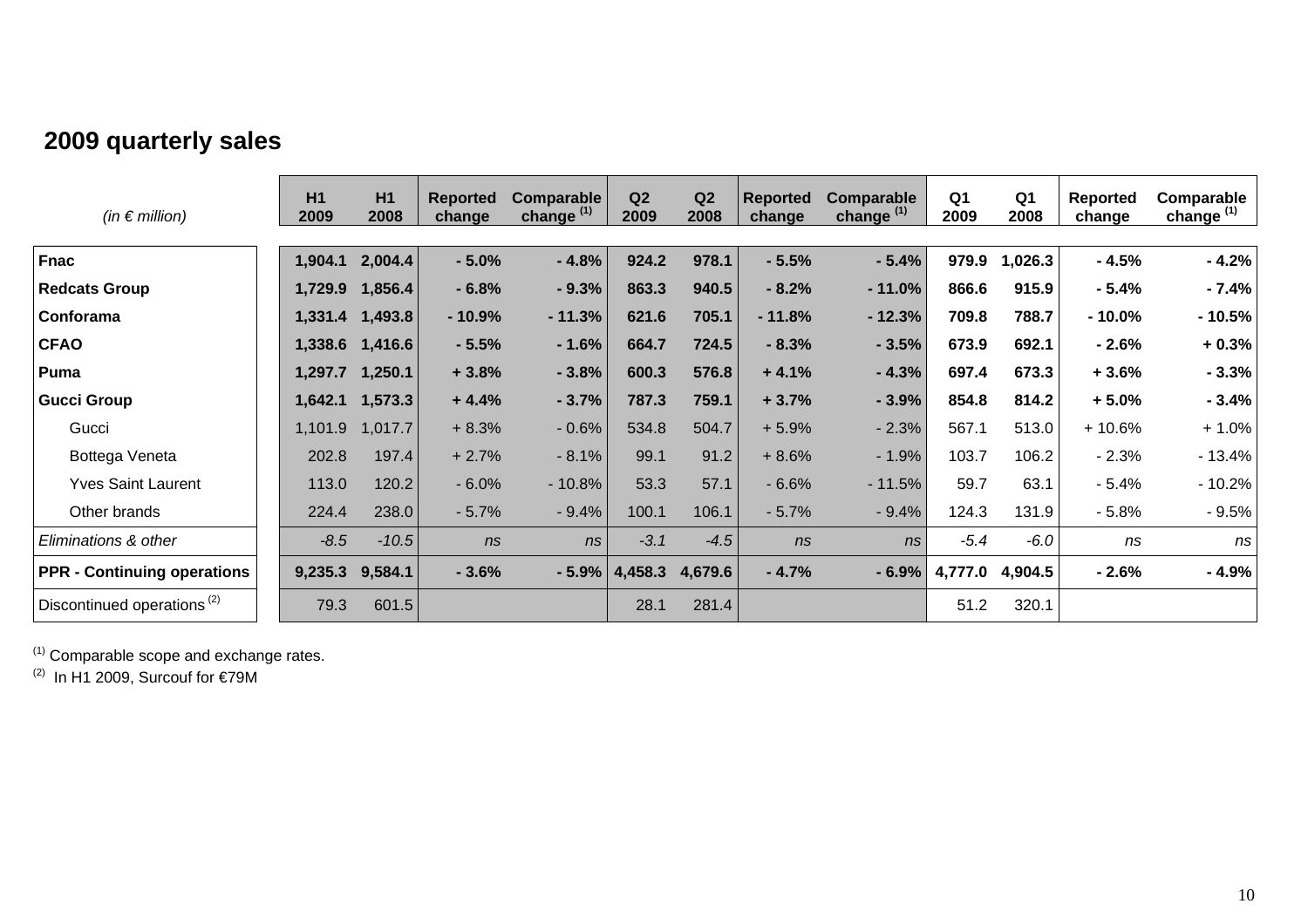## 2009 quarterly sales

| *(in € million)* | H1 2009 | H1 2008 | Reported change | Comparable change [1] | Q2 2009 | Q2 2008 | Reported change | Comparable change [1] | Q1 2009 | Q1 2008 | Reported change | Comparable change [1] |
|---|---|---|---|---|---|---|---|---|---|---|---|---|
| **Fnac** | **1,904.1** | **2,004.4** | **- 5.0%** | **- 4.8%** | **924.2** | **978.1** | **- 5.5%** | **- 5.4%** | **979.9** | **1,026.3** | **- 4.5%** | **- 4.2%** |
| **Redcats Group** | **1,729.9** | **1,856.4** | **- 6.8%** | **- 9.3%** | **863.3** | **940.5** | **- 8.2%** | **- 11.0%** | **866.6** | **915.9** | **- 5.4%** | **- 7.4%** |
| **Conforama** | **1,331.4** | **1,493.8** | **- 10.9%** | **- 11.3%** | **621.6** | **705.1** | **- 11.8%** | **- 12.3%** | **709.8** | **788.7** | **- 10.0%** | **- 10.5%** |
| **CFAO** | **1,338.6** | **1,416.6** | **- 5.5%** | **- 1.6%** | **664.7** | **724.5** | **- 8.3%** | **- 3.5%** | **673.9** | **692.1** | **- 2.6%** | **+ 0.3%** |
| **Puma** | **1,297.7** | **1,250.1** | **+ 3.8%** | **- 3.8%** | **600.3** | **576.8** | **+ 4.1%** | **- 4.3%** | **697.4** | **673.3** | **+ 3.6%** | **- 3.3%** |
| **Gucci Group** | **1,642.1** | **1,573.3** | **+ 4.4%** | **- 3.7%** | **787.3** | **759.1** | **+ 3.7%** | **- 3.9%** | **854.8** | **814.2** | **+ 5.0%** | **- 3.4%** |
| Gucci | 1,101.9 | 1,017.7 | + 8.3% | - 0.6% | 534.8 | 504.7 | + 5.9% | - 2.3% | 567.1 | 513.0 | + 10.6% | + 1.0% |
| Bottega Veneta | 202.8 | 197.4 | + 2.7% | - 8.1% | 99.1 | 91.2 | + 8.6% | - 1.9% | 103.7 | 106.2 | - 2.3% | - 13.4% |
| Yves Saint Laurent | 113.0 | 120.2 | - 6.0% | - 10.8% | 53.3 | 57.1 | - 6.6% | - 11.5% | 59.7 | 63.1 | - 5.4% | - 10.2% |
| Other brands | 224.4 | 238.0 | - 5.7% | - 9.4% | 100.1 | 106.1 | - 5.7% | - 9.4% | 124.3 | 131.9 | - 5.8% | - 9.5% |
| *Eliminations & other* | *-8.5* | *-10.5* | *ns* | *ns* | *-3.1* | *-4.5* | *ns* | *ns* | *-5.4* | *-6.0* | *ns* | *ns* |
| **PPR - Continuing operations** | **9,235.3** | **9,584.1** | **- 3.6%** | **- 5.9%** | **4,458.3** | **4,679.6** | **- 4.7%** | **- 6.9%** | **4,777.0** | **4,904.5** | **- 2.6%** | **- 4.9%** |
| Discontinued operations [2] | 79.3 | 601.5 | | | 28.1 | 281.4 | | | 51.2 | 320.1 | | |

[1] Comparable scope and exchange rates.

[2] In H1 2009, Surcouf for €79M